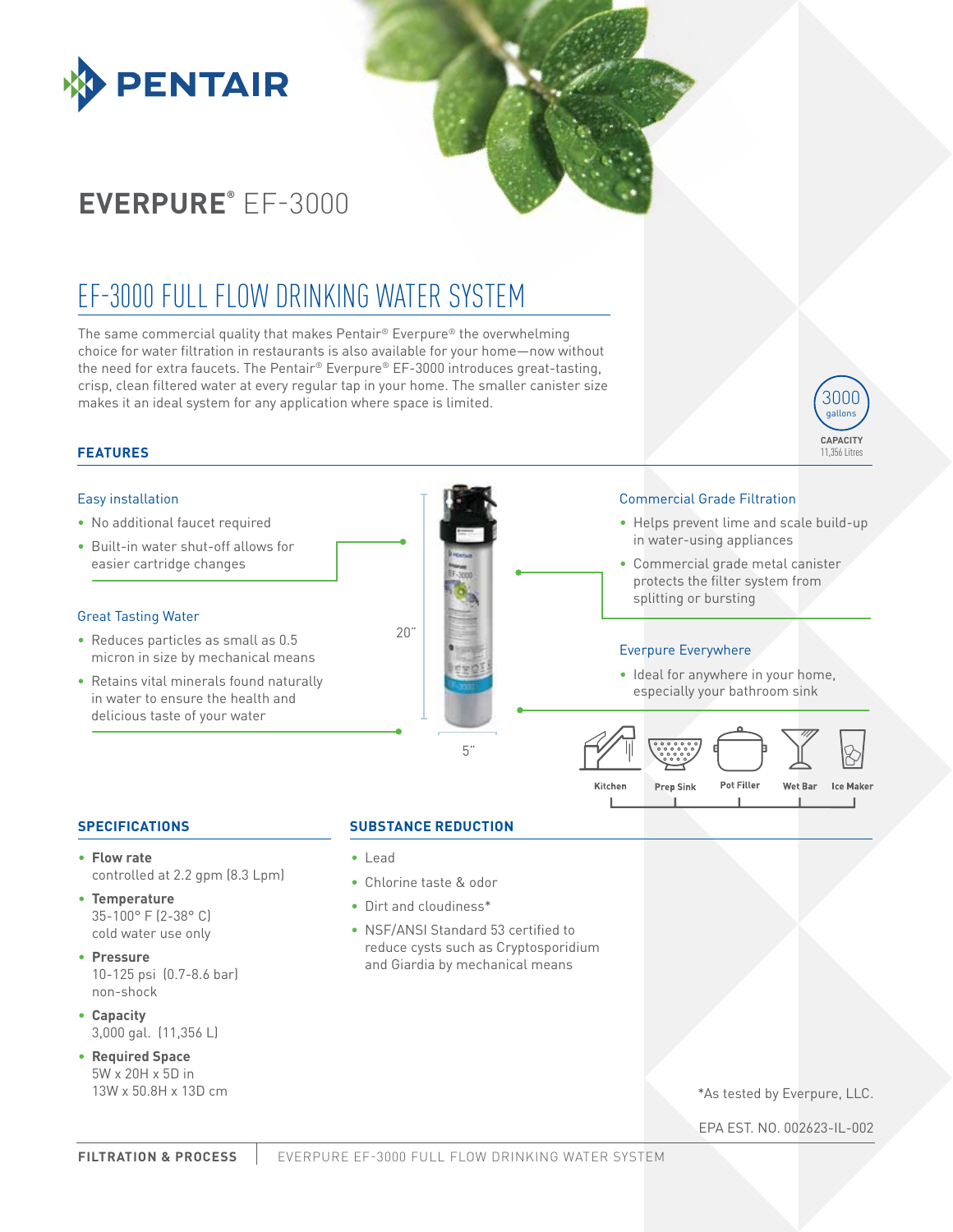**PENTAIR**

# EVERPURE® EF-3000

## EF-3000 FULL FLOW DRINKING WATER SYSTEM

The same commercial quality that makes Pentair® Everpure® the overwhelming choice for water filtration in restaurants is also available for your home—now without the need for extra faucets. The Pentair® Everpure® EF-3000 introduces great-tasting, crisp, clean filtered water at every regular tap in your home. The smaller canister size makes it an ideal system for any application where space is limited.

3000 gallons
CAPACITY
11,356 Litres

### FEATURES

**Easy installation**

- No additional faucet required
- Built-in water shut-off allows for easier cartridge changes

**Great Tasting Water**

- Reduces particles as small as 0.5 micron in size by mechanical means
- Retains vital minerals found naturally in water to ensure the health and delicious taste of your water

20"

5"

**Commercial Grade Filtration**

- Helps prevent lime and scale build-up in water-using appliances
- Commercial grade metal canister protects the filter system from splitting or bursting

**Everpure Everywhere**

- Ideal for anywhere in your home, especially your bathroom sink

Kitchen | Prep Sink | Pot Filler | Wet Bar | Ice Maker

### SPECIFICATIONS

- **Flow rate**
  controlled at 2.2 gpm (8.3 Lpm)
- **Temperature**
  35-100° F (2-38° C)
  cold water use only
- **Pressure**
  10-125 psi (0.7-8.6 bar)
  non-shock
- **Capacity**
  3,000 gal. (11,356 L)
- **Required Space**
  5W x 20H x 5D in
  13W x 50.8H x 13D cm

### SUBSTANCE REDUCTION

- Lead
- Chlorine taste & odor
- Dirt and cloudiness*
- NSF/ANSI Standard 53 certified to reduce cysts such as Cryptosporidium and Giardia by mechanical means

*As tested by Everpure, LLC.

EPA EST. NO. 002623-IL-002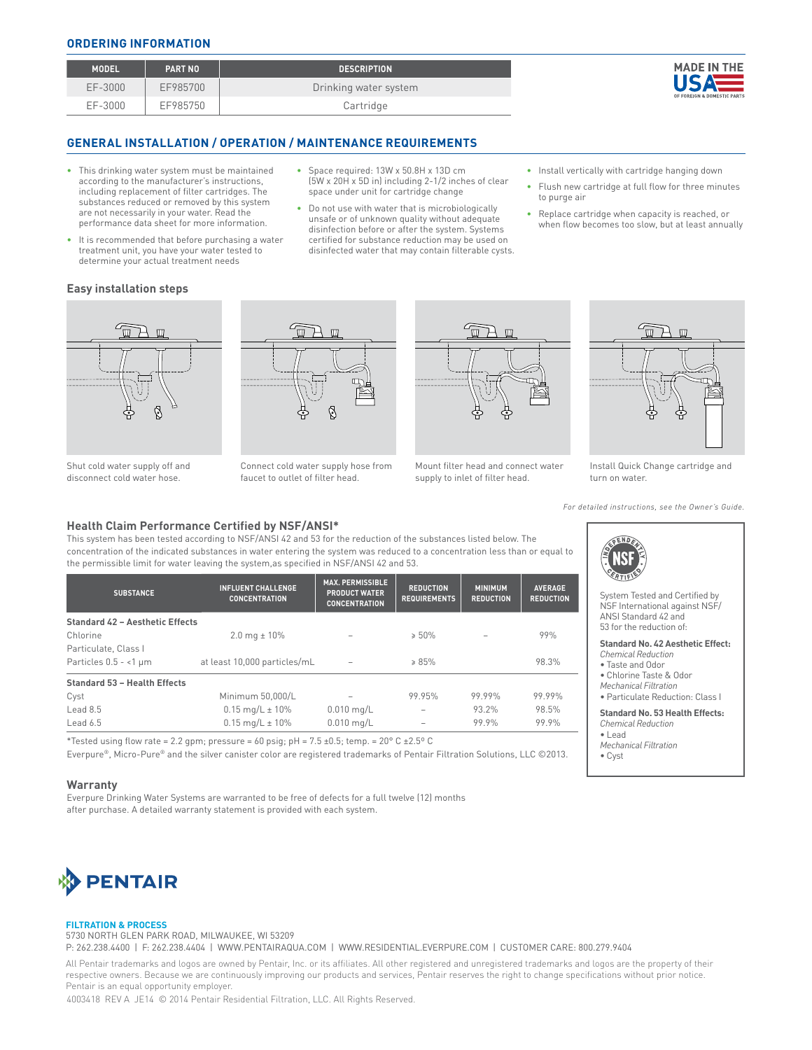## ORDERING INFORMATION

| MODEL | PART NO | DESCRIPTION |
|---|---|---|
| EF-3000 | EF985700 | Drinking water system |
| EF-3000 | EF985750 | Cartridge |

MADE IN THE USA OF FOREIGN & DOMESTIC PARTS

## GENERAL INSTALLATION / OPERATION / MAINTENANCE REQUIREMENTS

- This drinking water system must be maintained according to the manufacturer's instructions, including replacement of filter cartridges. The substances reduced or removed by this system are not necessarily in your water. Read the performance data sheet for more information.
- It is recommended that before purchasing a water treatment unit, you have your water tested to determine your actual treatment needs
- Space required: 13W x 50.8H x 13D cm (5W x 20H x 5D in) including 2-1/2 inches of clear space under unit for cartridge change
- Do not use with water that is microbiologically unsafe or of unknown quality without adequate disinfection before or after the system. Systems certified for substance reduction may be used on disinfected water that may contain filterable cysts.
- Install vertically with cartridge hanging down
- Flush new cartridge at full flow for three minutes to purge air
- Replace cartridge when capacity is reached, or when flow becomes too slow, but at least annually

### Easy installation steps

Shut cold water supply off and disconnect cold water hose.

Connect cold water supply hose from faucet to outlet of filter head.

Mount filter head and connect water supply to inlet of filter head.

Install Quick Change cartridge and turn on water.

*For detailed instructions, see the Owner's Guide.*

### Health Claim Performance Certified by NSF/ANSI*

This system has been tested according to NSF/ANSI 42 and 53 for the reduction of the substances listed below. The concentration of the indicated substances in water entering the system was reduced to a concentration less than or equal to the permissible limit for water leaving the system,as specified in NSF/ANSI 42 and 53.

| SUBSTANCE | INFLUENT CHALLENGE CONCENTRATION | MAX. PERMISSIBLE PRODUCT WATER CONCENTRATION | REDUCTION REQUIREMENTS | MINIMUM REDUCTION | AVERAGE REDUCTION |
|---|---|---|---|---|---|
| **Standard 42 – Aesthetic Effects** | | | | | |
| Chlorine | 2.0 mg ± 10% | – | ≥ 50% | – | 99% |
| Particulate, Class I | | | | | |
| Particles 0.5 - <1 µm | at least 10,000 particles/mL | – | ≥ 85% | | 98.3% |
| **Standard 53 – Health Effects** | | | | | |
| Cyst | Minimum 50,000/L | – | 99.95% | 99.99% | 99.99% |
| Lead 8.5 | 0.15 mg/L ± 10% | 0.010 mg/L | – | 93.2% | 98.5% |
| Lead 6.5 | 0.15 mg/L ± 10% | 0.010 mg/L | – | 99.9% | 99.9% |

*Tested using flow rate = 2.2 gpm; pressure = 60 psig; pH = 7.5 ±0.5; temp. = 20° C ±2.5° C

Everpure®, Micro-Pure® and the silver canister color are registered trademarks of Pentair Filtration Solutions, LLC ©2013.

INDEPENDENTLY CERTIFIED NSF

System Tested and Certified by NSF International against NSF/ANSI Standard 42 and 53 for the reduction of:

**Standard No. 42 Aesthetic Effect:**
*Chemical Reduction*
- Taste and Odor
- Chlorine Taste & Odor

*Mechanical Filtration*
- Particulate Reduction: Class I

**Standard No. 53 Health Effects:**
*Chemical Reduction*
- Lead

*Mechanical Filtration*
- Cyst

### Warranty

Everpure Drinking Water Systems are warranted to be free of defects for a full twelve (12) months after purchase. A detailed warranty statement is provided with each system.

PENTAIR

**FILTRATION & PROCESS**
5730 NORTH GLEN PARK ROAD, MILWAUKEE, WI 53209
P: 262.238.4400 | F: 262.238.4404 | WWW.PENTAIRAQUA.COM | WWW.RESIDENTIAL.EVERPURE.COM | CUSTOMER CARE: 800.279.9404

All Pentair trademarks and logos are owned by Pentair, Inc. or its affiliates. All other registered and unregistered trademarks and logos are the property of their respective owners. Because we are continuously improving our products and services, Pentair reserves the right to change specifications without prior notice. Pentair is an equal opportunity employer.

4003418 REV A JE14 © 2014 Pentair Residential Filtration, LLC. All Rights Reserved.